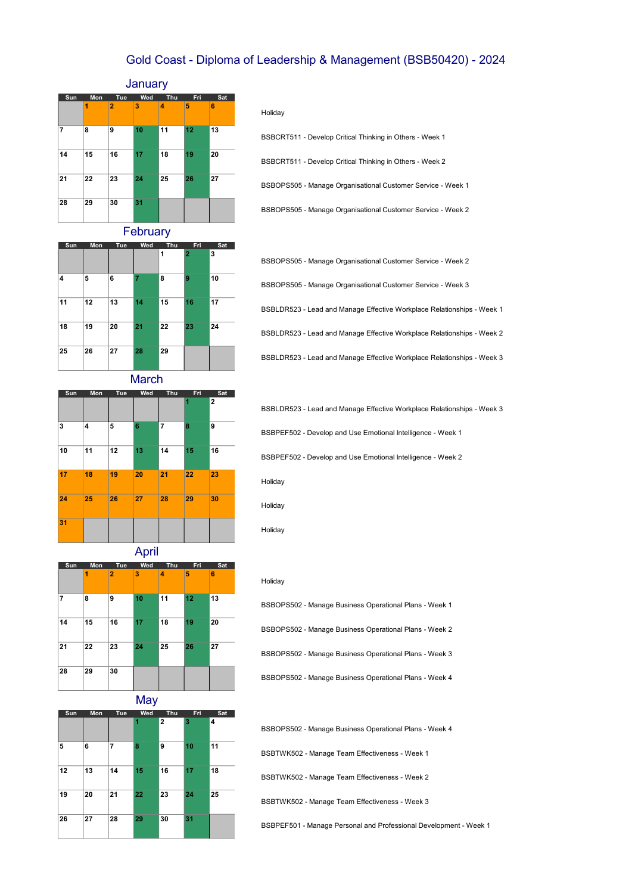# Gold Coast - Diploma of Leadership & Management (BSB50420) - 2024

## January

| Sun | Mon | Tue | Wed | Thu | Fri | Sat | |
|---|---|---|---|---|---|---|---|
| | 1 | 2 | 3 | 4 | 5 | 6 | Holiday |
| 7 | 8 | 9 | 10 | 11 | 12 | 13 | BSBCRT511 - Develop Critical Thinking in Others - Week 1 |
| 14 | 15 | 16 | 17 | 18 | 19 | 20 | BSBCRT511 - Develop Critical Thinking in Others - Week 2 |
| 21 | 22 | 23 | 24 | 25 | 26 | 27 | BSBOPS505 - Manage Organisational Customer Service - Week 1 |
| 28 | 29 | 30 | 31 | | | | BSBOPS505 - Manage Organisational Customer Service - Week 2 |

## February

| Sun | Mon | Tue | Wed | Thu | Fri | Sat | |
|---|---|---|---|---|---|---|---|
| | | | | 1 | 2 | 3 | BSBOPS505 - Manage Organisational Customer Service - Week 2 |
| 4 | 5 | 6 | 7 | 8 | 9 | 10 | BSBOPS505 - Manage Organisational Customer Service - Week 3 |
| 11 | 12 | 13 | 14 | 15 | 16 | 17 | BSBLDR523 - Lead and Manage Effective Workplace Relationships - Week 1 |
| 18 | 19 | 20 | 21 | 22 | 23 | 24 | BSBLDR523 - Lead and Manage Effective Workplace Relationships - Week 2 |
| 25 | 26 | 27 | 28 | 29 | | | BSBLDR523 - Lead and Manage Effective Workplace Relationships - Week 3 |

## March

| Sun | Mon | Tue | Wed | Thu | Fri | Sat | |
|---|---|---|---|---|---|---|---|
| | | | | | 1 | 2 | BSBLDR523 - Lead and Manage Effective Workplace Relationships - Week 3 |
| 3 | 4 | 5 | 6 | 7 | 8 | 9 | BSBPEF502 - Develop and Use Emotional Intelligence - Week 1 |
| 10 | 11 | 12 | 13 | 14 | 15 | 16 | BSBPEF502 - Develop and Use Emotional Intelligence - Week 2 |
| 17 | 18 | 19 | 20 | 21 | 22 | 23 | Holiday |
| 24 | 25 | 26 | 27 | 28 | 29 | 30 | Holiday |
| 31 | | | | | | | Holiday |

## April

| Sun | Mon | Tue | Wed | Thu | Fri | Sat | |
|---|---|---|---|---|---|---|---|
| | 1 | 2 | 3 | 4 | 5 | 6 | Holiday |
| 7 | 8 | 9 | 10 | 11 | 12 | 13 | BSBOPS502 - Manage Business Operational Plans - Week 1 |
| 14 | 15 | 16 | 17 | 18 | 19 | 20 | BSBOPS502 - Manage Business Operational Plans - Week 2 |
| 21 | 22 | 23 | 24 | 25 | 26 | 27 | BSBOPS502 - Manage Business Operational Plans - Week 3 |
| 28 | 29 | 30 | | | | | BSBOPS502 - Manage Business Operational Plans - Week 4 |

## May

| Sun | Mon | Tue | Wed | Thu | Fri | Sat | |
|---|---|---|---|---|---|---|---|
| | | | 1 | 2 | 3 | 4 | BSBOPS502 - Manage Business Operational Plans - Week 4 |
| 5 | 6 | 7 | 8 | 9 | 10 | 11 | BSBTWK502 - Manage Team Effectiveness - Week 1 |
| 12 | 13 | 14 | 15 | 16 | 17 | 18 | BSBTWK502 - Manage Team Effectiveness - Week 2 |
| 19 | 20 | 21 | 22 | 23 | 24 | 25 | BSBTWK502 - Manage Team Effectiveness - Week 3 |
| 26 | 27 | 28 | 29 | 30 | 31 | | BSBPEF501 - Manage Personal and Professional Development - Week 1 |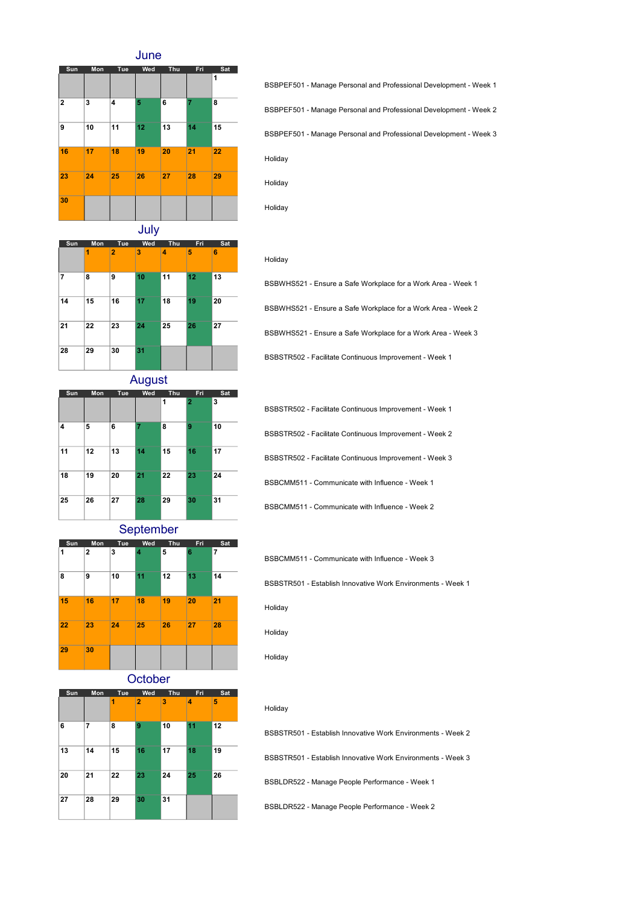## June

| Sun | Mon | Tue | Wed | Thu | Fri | Sat | |
|---|---|---|---|---|---|---|---|
| | | | | | | 1 | BSBPEF501 - Manage Personal and Professional Development - Week 1 |
| 2 | 3 | 4 | 5 | 6 | 7 | 8 | BSBPEF501 - Manage Personal and Professional Development - Week 2 |
| 9 | 10 | 11 | 12 | 13 | 14 | 15 | BSBPEF501 - Manage Personal and Professional Development - Week 3 |
| 16 | 17 | 18 | 19 | 20 | 21 | 22 | Holiday |
| 23 | 24 | 25 | 26 | 27 | 28 | 29 | Holiday |
| 30 | | | | | | | Holiday |

## July

| Sun | Mon | Tue | Wed | Thu | Fri | Sat | |
|---|---|---|---|---|---|---|---|
| | 1 | 2 | 3 | 4 | 5 | 6 | Holiday |
| 7 | 8 | 9 | 10 | 11 | 12 | 13 | BSBWHS521 - Ensure a Safe Workplace for a Work Area - Week 1 |
| 14 | 15 | 16 | 17 | 18 | 19 | 20 | BSBWHS521 - Ensure a Safe Workplace for a Work Area - Week 2 |
| 21 | 22 | 23 | 24 | 25 | 26 | 27 | BSBWHS521 - Ensure a Safe Workplace for a Work Area - Week 3 |
| 28 | 29 | 30 | 31 | | | | BSBSTR502 - Facilitate Continuous Improvement - Week 1 |

## August

| Sun | Mon | Tue | Wed | Thu | Fri | Sat | |
|---|---|---|---|---|---|---|---|
| | | | | 1 | 2 | 3 | BSBSTR502 - Facilitate Continuous Improvement - Week 1 |
| 4 | 5 | 6 | 7 | 8 | 9 | 10 | BSBSTR502 - Facilitate Continuous Improvement - Week 2 |
| 11 | 12 | 13 | 14 | 15 | 16 | 17 | BSBSTR502 - Facilitate Continuous Improvement - Week 3 |
| 18 | 19 | 20 | 21 | 22 | 23 | 24 | BSBCMM511 - Communicate with Influence - Week 1 |
| 25 | 26 | 27 | 28 | 29 | 30 | 31 | BSBCMM511 - Communicate with Influence - Week 2 |

## September

| Sun | Mon | Tue | Wed | Thu | Fri | Sat | |
|---|---|---|---|---|---|---|---|
| 1 | 2 | 3 | 4 | 5 | 6 | 7 | BSBCMM511 - Communicate with Influence - Week 3 |
| 8 | 9 | 10 | 11 | 12 | 13 | 14 | BSBSTR501 - Establish Innovative Work Environments - Week 1 |
| 15 | 16 | 17 | 18 | 19 | 20 | 21 | Holiday |
| 22 | 23 | 24 | 25 | 26 | 27 | 28 | Holiday |
| 29 | 30 | | | | | | Holiday |

## October

| Sun | Mon | Tue | Wed | Thu | Fri | Sat | |
|---|---|---|---|---|---|---|---|
| | | 1 | 2 | 3 | 4 | 5 | Holiday |
| 6 | 7 | 8 | 9 | 10 | 11 | 12 | BSBSTR501 - Establish Innovative Work Environments - Week 2 |
| 13 | 14 | 15 | 16 | 17 | 18 | 19 | BSBSTR501 - Establish Innovative Work Environments - Week 3 |
| 20 | 21 | 22 | 23 | 24 | 25 | 26 | BSBLDR522 - Manage People Performance - Week 1 |
| 27 | 28 | 29 | 30 | 31 | | | BSBLDR522 - Manage People Performance - Week 2 |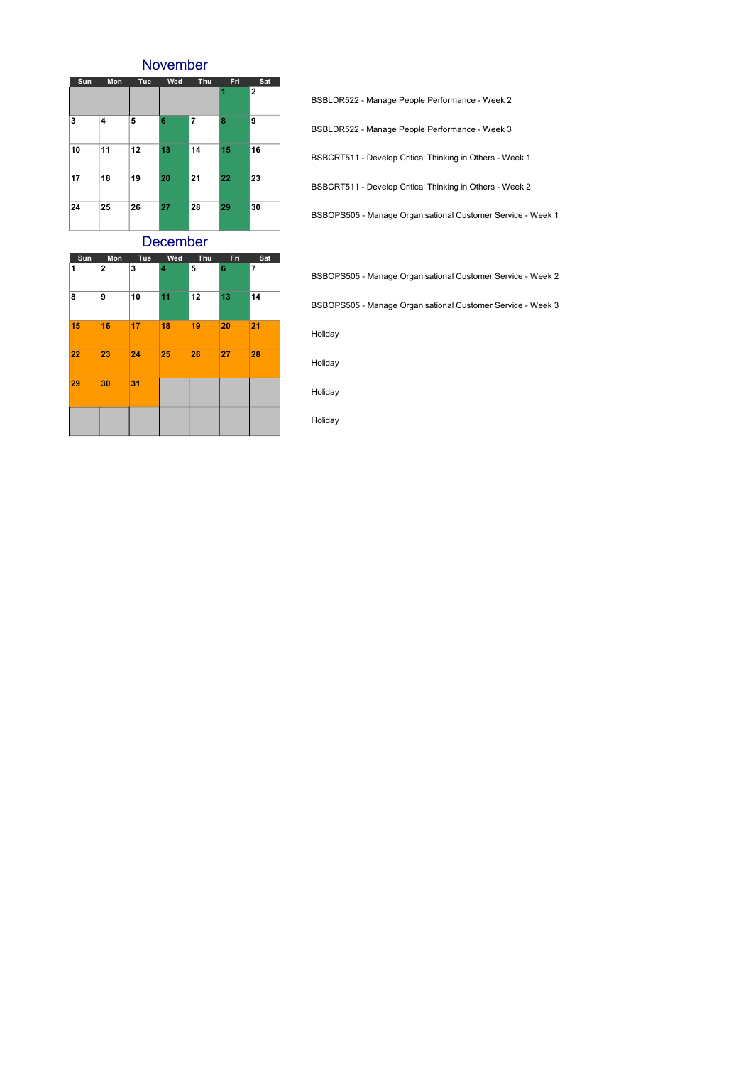## November

| Sun | Mon | Tue | Wed | Thu | Fri | Sat | |
|---|---|---|---|---|---|---|---|
| | | | | | 1 | 2 | BSBLDR522 - Manage People Performance - Week 2 |
| 3 | 4 | 5 | 6 | 7 | 8 | 9 | BSBLDR522 - Manage People Performance - Week 3 |
| 10 | 11 | 12 | 13 | 14 | 15 | 16 | BSBCRT511 - Develop Critical Thinking in Others - Week 1 |
| 17 | 18 | 19 | 20 | 21 | 22 | 23 | BSBCRT511 - Develop Critical Thinking in Others - Week 2 |
| 24 | 25 | 26 | 27 | 28 | 29 | 30 | BSBOPS505 - Manage Organisational Customer Service - Week 1 |

## December

| Sun | Mon | Tue | Wed | Thu | Fri | Sat | |
|---|---|---|---|---|---|---|---|
| 1 | 2 | 3 | 4 | 5 | 6 | 7 | BSBOPS505 - Manage Organisational Customer Service - Week 2 |
| 8 | 9 | 10 | 11 | 12 | 13 | 14 | BSBOPS505 - Manage Organisational Customer Service - Week 3 |
| 15 | 16 | 17 | 18 | 19 | 20 | 21 | Holiday |
| 22 | 23 | 24 | 25 | 26 | 27 | 28 | Holiday |
| 29 | 30 | 31 | | | | | Holiday |
| | | | | | | | Holiday |